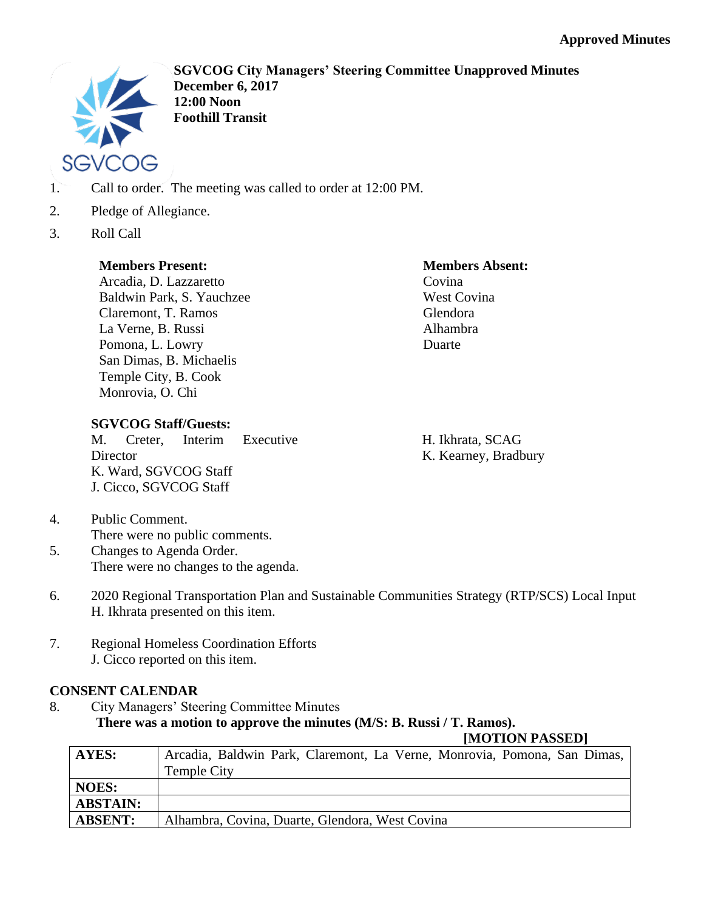**Approved Minutes**

**SGVCOG City Managers' Steering Committee Unapproved Minutes**
**December 6, 2017**
**12:00 Noon**
**Foothill Transit**

1. Call to order. The meeting was called to order at 12:00 PM.
2. Pledge of Allegiance.
3. Roll Call

**Members Present:**
Arcadia, D. Lazzaretto
Baldwin Park, S. Yauchzee
Claremont, T. Ramos
La Verne, B. Russi
Pomona, L. Lowry
San Dimas, B. Michaelis
Temple City, B. Cook
Monrovia, O. Chi

**Members Absent:**
Covina
West Covina
Glendora
Alhambra
Duarte

**SGVCOG Staff/Guests:**
M. Creter, Interim Executive Director
K. Ward, SGVCOG Staff
J. Cicco, SGVCOG Staff
H. Ikhrata, SCAG
K. Kearney, Bradbury

4. Public Comment.
   There were no public comments.
5. Changes to Agenda Order.
   There were no changes to the agenda.

6. 2020 Regional Transportation Plan and Sustainable Communities Strategy (RTP/SCS) Local Input
   H. Ikhrata presented on this item.

7. Regional Homeless Coordination Efforts
   J. Cicco reported on this item.

**CONSENT CALENDAR**

8. City Managers' Steering Committee Minutes
   **There was a motion to approve the minutes (M/S: B. Russi / T. Ramos).**

**[MOTION PASSED]**

| | |
|---|---|
| **AYES:** | Arcadia, Baldwin Park, Claremont, La Verne, Monrovia, Pomona, San Dimas, Temple City |
| **NOES:** | |
| **ABSTAIN:** | |
| **ABSENT:** | Alhambra, Covina, Duarte, Glendora, West Covina |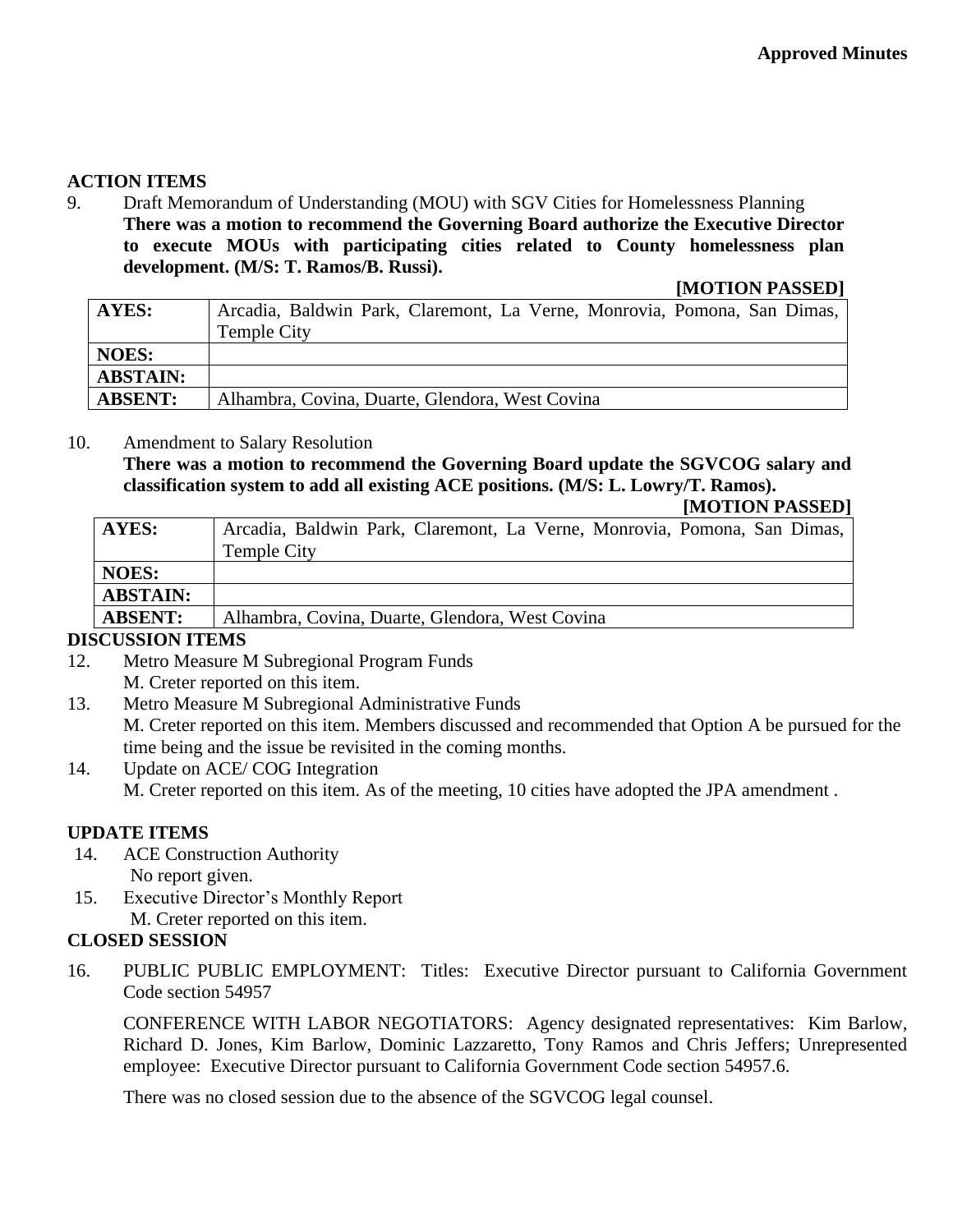**Approved Minutes**

**ACTION ITEMS**

9. Draft Memorandum of Understanding (MOU) with SGV Cities for Homelessness Planning
   **There was a motion to recommend the Governing Board authorize the Executive Director to execute MOUs with participating cities related to County homelessness plan development. (M/S: T. Ramos/B. Russi).**

   **[MOTION PASSED]**

| **AYES:** | Arcadia, Baldwin Park, Claremont, La Verne, Monrovia, Pomona, San Dimas, Temple City |
|---|---|
| **NOES:** | |
| **ABSTAIN:** | |
| **ABSENT:** | Alhambra, Covina, Duarte, Glendora, West Covina |

10. Amendment to Salary Resolution
    **There was a motion to recommend the Governing Board update the SGVCOG salary and classification system to add all existing ACE positions. (M/S: L. Lowry/T. Ramos).**

    **[MOTION PASSED]**

| **AYES:** | Arcadia, Baldwin Park, Claremont, La Verne, Monrovia, Pomona, San Dimas, Temple City |
|---|---|
| **NOES:** | |
| **ABSTAIN:** | |
| **ABSENT:** | Alhambra, Covina, Duarte, Glendora, West Covina |

**DISCUSSION ITEMS**

12. Metro Measure M Subregional Program Funds
    M. Creter reported on this item.
13. Metro Measure M Subregional Administrative Funds
    M. Creter reported on this item. Members discussed and recommended that Option A be pursued for the time being and the issue be revisited in the coming months.
14. Update on ACE/ COG Integration
    M. Creter reported on this item. As of the meeting, 10 cities have adopted the JPA amendment .

**UPDATE ITEMS**

14. ACE Construction Authority
    No report given.
15. Executive Director's Monthly Report
    M. Creter reported on this item.

**CLOSED SESSION**

16. PUBLIC PUBLIC EMPLOYMENT: Titles: Executive Director pursuant to California Government Code section 54957

    CONFERENCE WITH LABOR NEGOTIATORS: Agency designated representatives: Kim Barlow, Richard D. Jones, Kim Barlow, Dominic Lazzaretto, Tony Ramos and Chris Jeffers; Unrepresented employee: Executive Director pursuant to California Government Code section 54957.6.

    There was no closed session due to the absence of the SGVCOG legal counsel.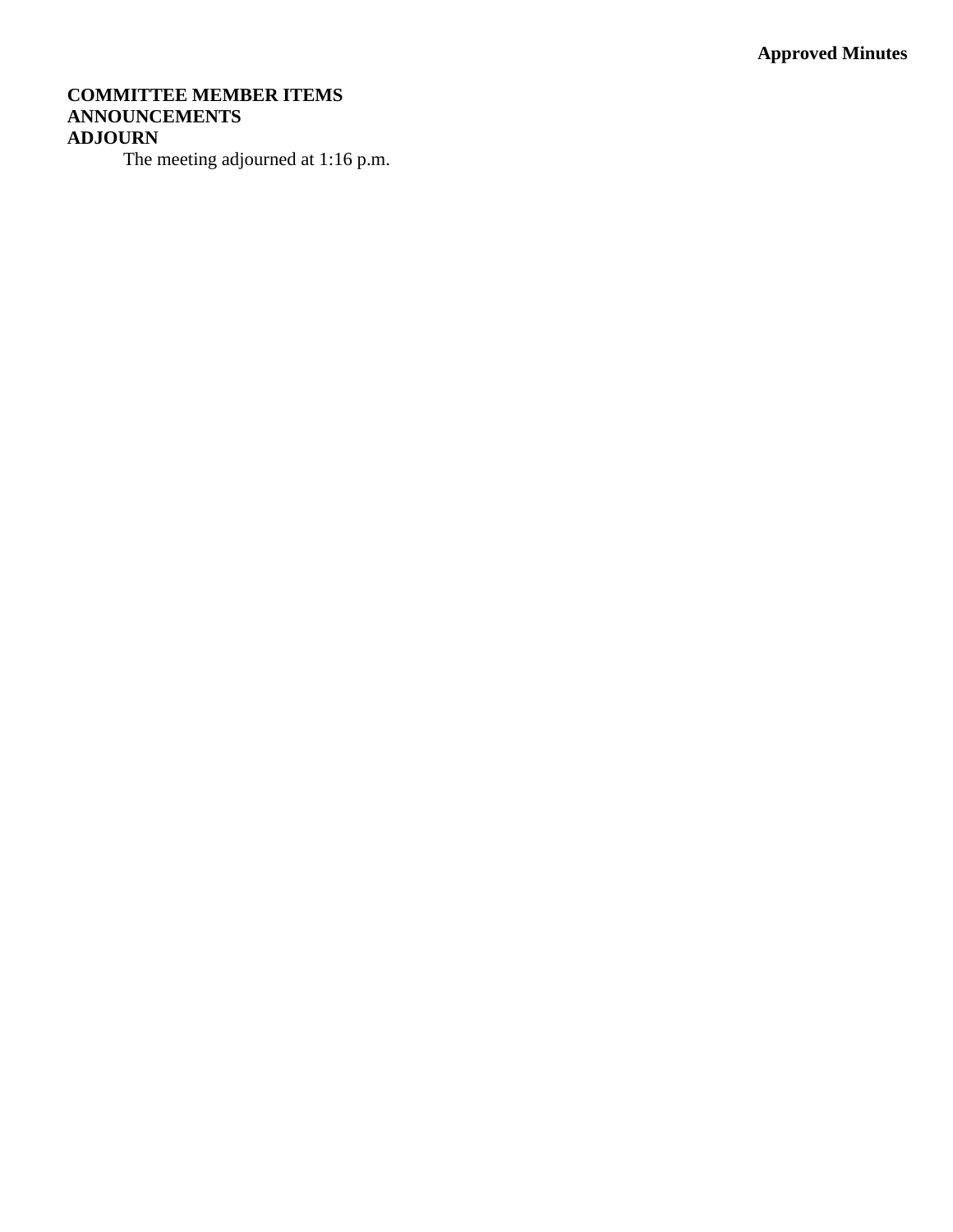**COMMITTEE MEMBER ITEMS**

**ANNOUNCEMENTS**

**ADJOURN**

The meeting adjourned at 1:16 p.m.